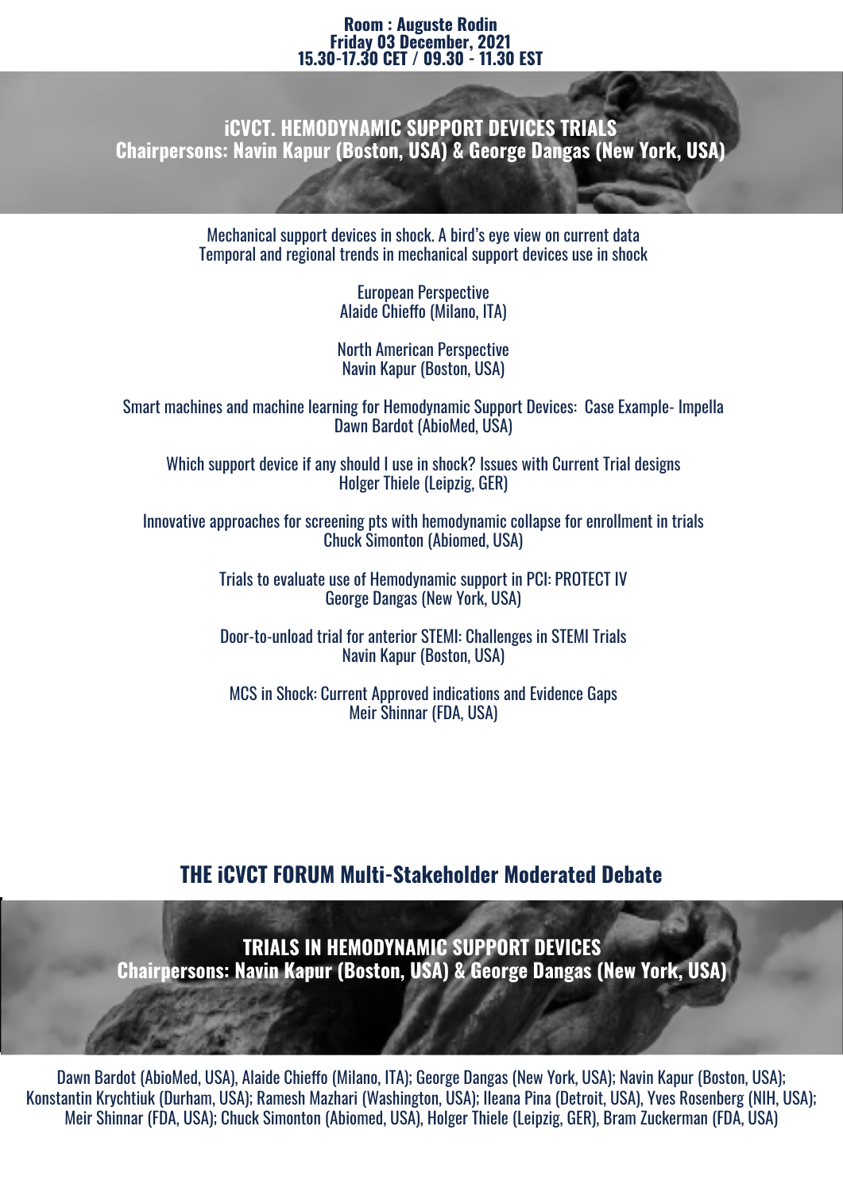**Room : Auguste Rodin**
**Friday 03 December, 2021**
**15.30-17.30 CET / 09.30 - 11.30 EST**

## iCVCT. HEMODYNAMIC SUPPORT DEVICES TRIALS
**Chairpersons: Navin Kapur (Boston, USA) & George Dangas (New York, USA)**

Mechanical support devices in shock. A bird's eye view on current data
Temporal and regional trends in mechanical support devices use in shock

European Perspective
Alaide Chieffo (Milano, ITA)

North American Perspective
Navin Kapur (Boston, USA)

Smart machines and machine learning for Hemodynamic Support Devices: Case Example- Impella
Dawn Bardot (AbioMed, USA)

Which support device if any should I use in shock? Issues with Current Trial designs
Holger Thiele (Leipzig, GER)

Innovative approaches for screening pts with hemodynamic collapse for enrollment in trials
Chuck Simonton (Abiomed, USA)

Trials to evaluate use of Hemodynamic support in PCI: PROTECT IV
George Dangas (New York, USA)

Door-to-unload trial for anterior STEMI: Challenges in STEMI Trials
Navin Kapur (Boston, USA)

MCS in Shock: Current Approved indications and Evidence Gaps
Meir Shinnar (FDA, USA)

## THE iCVCT FORUM Multi-Stakeholder Moderated Debate

### TRIALS IN HEMODYNAMIC SUPPORT DEVICES
**Chairpersons: Navin Kapur (Boston, USA) & George Dangas (New York, USA)**

Dawn Bardot (AbioMed, USA), Alaide Chieffo (Milano, ITA); George Dangas (New York, USA); Navin Kapur (Boston, USA); Konstantin Krychtiuk (Durham, USA); Ramesh Mazhari (Washington, USA); Ileana Pina (Detroit, USA), Yves Rosenberg (NIH, USA); Meir Shinnar (FDA, USA); Chuck Simonton (Abiomed, USA), Holger Thiele (Leipzig, GER), Bram Zuckerman (FDA, USA)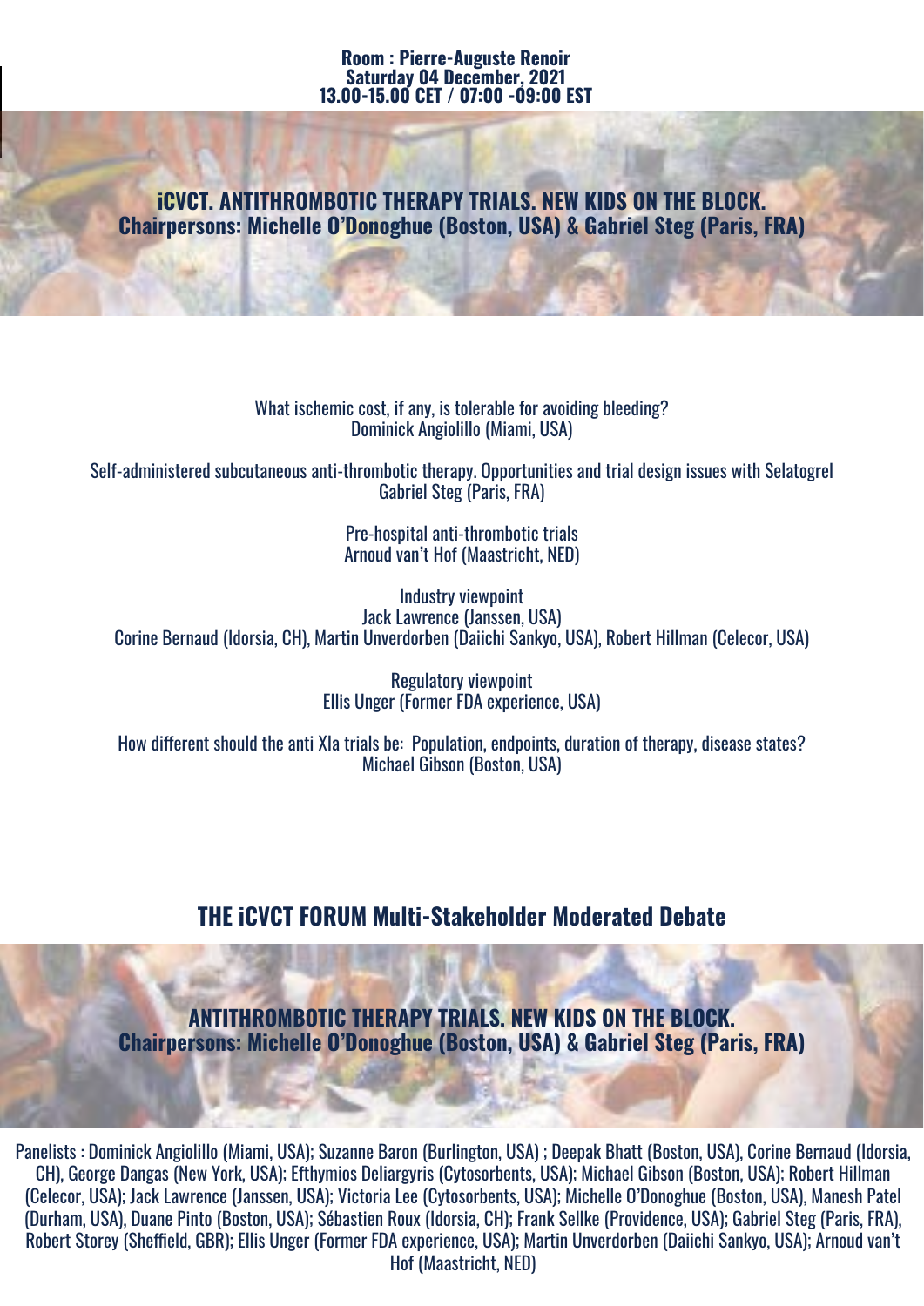**Room : Pierre-Auguste Renoir**
**Saturday 04 December, 2021**
**13.00-15.00 CET / 07:00 -09:00 EST**

## iCVCT. ANTITHROMBOTIC THERAPY TRIALS. NEW KIDS ON THE BLOCK.
**Chairpersons: Michelle O'Donoghue (Boston, USA) & Gabriel Steg (Paris, FRA)**

What ischemic cost, if any, is tolerable for avoiding bleeding?
Dominick Angiolillo (Miami, USA)

Self-administered subcutaneous anti-thrombotic therapy. Opportunities and trial design issues with Selatogrel
Gabriel Steg (Paris, FRA)

Pre-hospital anti-thrombotic trials
Arnoud van't Hof (Maastricht, NED)

Industry viewpoint
Jack Lawrence (Janssen, USA)
Corine Bernaud (Idorsia, CH), Martin Unverdorben (Daiichi Sankyo, USA), Robert Hillman (Celecor, USA)

Regulatory viewpoint
Ellis Unger (Former FDA experience, USA)

How different should the anti XIa trials be: Population, endpoints, duration of therapy, disease states?
Michael Gibson (Boston, USA)

## THE iCVCT FORUM Multi-Stakeholder Moderated Debate

## ANTITHROMBOTIC THERAPY TRIALS. NEW KIDS ON THE BLOCK.
**Chairpersons: Michelle O'Donoghue (Boston, USA) & Gabriel Steg (Paris, FRA)**

Panelists : Dominick Angiolillo (Miami, USA); Suzanne Baron (Burlington, USA) ; Deepak Bhatt (Boston, USA), Corine Bernaud (Idorsia, CH), George Dangas (New York, USA); Efthymios Deliargyris (Cytosorbents, USA); Michael Gibson (Boston, USA); Robert Hillman (Celecor, USA); Jack Lawrence (Janssen, USA); Victoria Lee (Cytosorbents, USA); Michelle O'Donoghue (Boston, USA), Manesh Patel (Durham, USA), Duane Pinto (Boston, USA); Sébastien Roux (Idorsia, CH); Frank Sellke (Providence, USA); Gabriel Steg (Paris, FRA), Robert Storey (Sheffield, GBR); Ellis Unger (Former FDA experience, USA); Martin Unverdorben (Daiichi Sankyo, USA); Arnoud van't Hof (Maastricht, NED)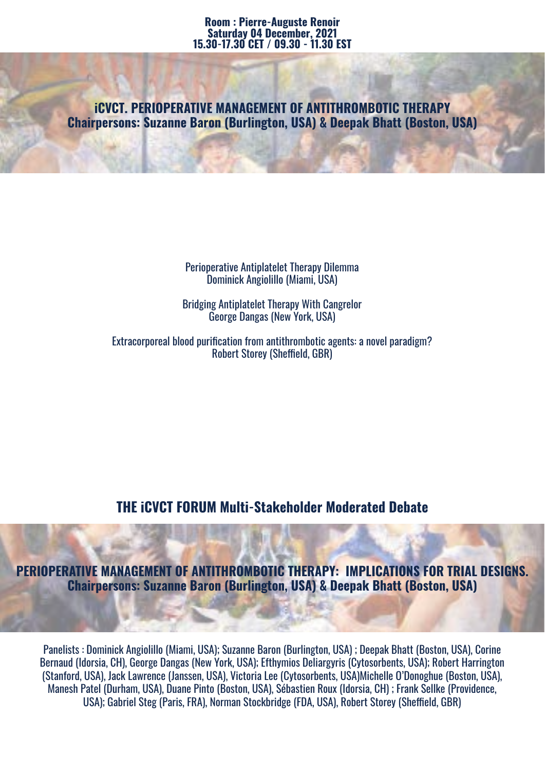**Room : Pierre-Auguste Renoir**
**Saturday 04 December, 2021**
**15.30-17.30 CET / 09.30 - 11.30 EST**

## iCVCT. PERIOPERATIVE MANAGEMENT OF ANTITHROMBOTIC THERAPY

**Chairpersons: Suzanne Baron (Burlington, USA) & Deepak Bhatt (Boston, USA)**

Perioperative Antiplatelet Therapy Dilemma
Dominick Angiolillo (Miami, USA)

Bridging Antiplatelet Therapy With Cangrelor
George Dangas (New York, USA)

Extracorporeal blood purification from antithrombotic agents: a novel paradigm?
Robert Storey (Sheffield, GBR)

## THE iCVCT FORUM Multi-Stakeholder Moderated Debate

## PERIOPERATIVE MANAGEMENT OF ANTITHROMBOTIC THERAPY: IMPLICATIONS FOR TRIAL DESIGNS.

**Chairpersons: Suzanne Baron (Burlington, USA) & Deepak Bhatt (Boston, USA)**

Panelists : Dominick Angiolillo (Miami, USA); Suzanne Baron (Burlington, USA) ; Deepak Bhatt (Boston, USA), Corine Bernaud (Idorsia, CH), George Dangas (New York, USA); Efthymios Deliargyris (Cytosorbents, USA); Robert Harrington (Stanford, USA), Jack Lawrence (Janssen, USA), Victoria Lee (Cytosorbents, USA)Michelle O'Donoghue (Boston, USA), Manesh Patel (Durham, USA), Duane Pinto (Boston, USA), Sébastien Roux (Idorsia, CH) ; Frank Sellke (Providence, USA); Gabriel Steg (Paris, FRA), Norman Stockbridge (FDA, USA), Robert Storey (Sheffield, GBR)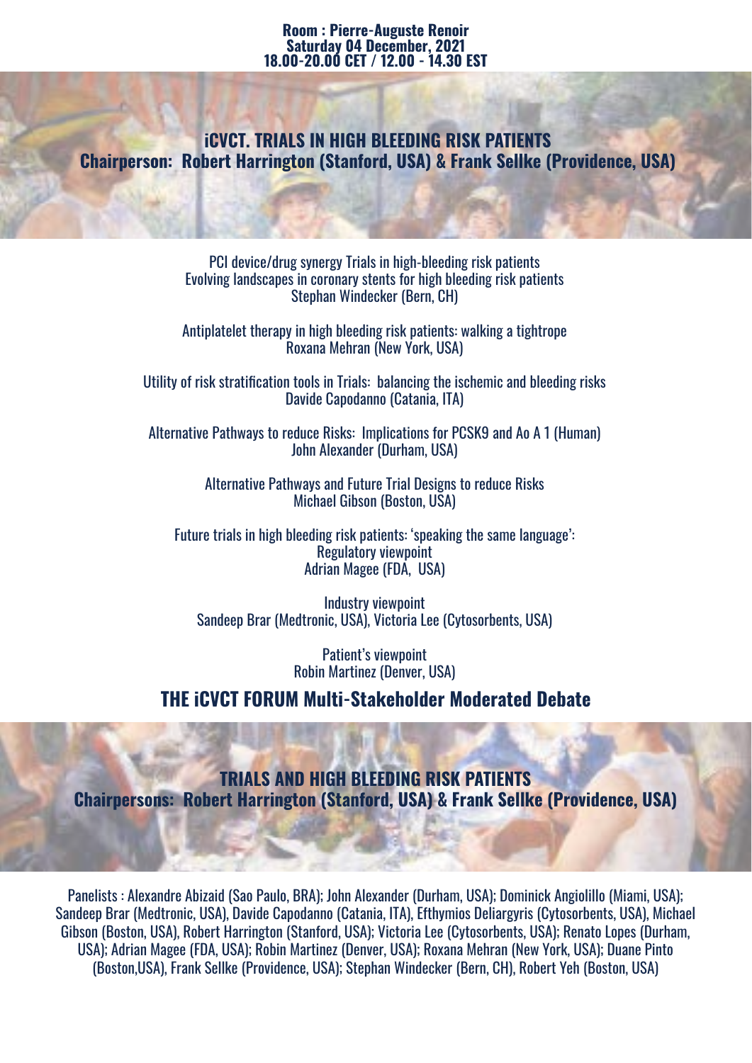**Room : Pierre-Auguste Renoir**
**Saturday 04 December, 2021**
**18.00-20.00 CET / 12.00 - 14.30 EST**

## iCVCT. TRIALS IN HIGH BLEEDING RISK PATIENTS
**Chairperson: Robert Harrington (Stanford, USA) & Frank Sellke (Providence, USA)**

PCI device/drug synergy Trials in high-bleeding risk patients
Evolving landscapes in coronary stents for high bleeding risk patients
Stephan Windecker (Bern, CH)

Antiplatelet therapy in high bleeding risk patients: walking a tightrope
Roxana Mehran (New York, USA)

Utility of risk stratification tools in Trials: balancing the ischemic and bleeding risks
Davide Capodanno (Catania, ITA)

Alternative Pathways to reduce Risks: Implications for PCSK9 and Ao A 1 (Human)
John Alexander (Durham, USA)

Alternative Pathways and Future Trial Designs to reduce Risks
Michael Gibson (Boston, USA)

Future trials in high bleeding risk patients: 'speaking the same language':
Regulatory viewpoint
Adrian Magee (FDA, USA)

Industry viewpoint
Sandeep Brar (Medtronic, USA), Victoria Lee (Cytosorbents, USA)

Patient's viewpoint
Robin Martinez (Denver, USA)

## THE iCVCT FORUM Multi-Stakeholder Moderated Debate

## TRIALS AND HIGH BLEEDING RISK PATIENTS
**Chairpersons: Robert Harrington (Stanford, USA) & Frank Sellke (Providence, USA)**

Panelists : Alexandre Abizaid (Sao Paulo, BRA); John Alexander (Durham, USA); Dominick Angiolillo (Miami, USA); Sandeep Brar (Medtronic, USA), Davide Capodanno (Catania, ITA), Efthymios Deliargyris (Cytosorbents, USA), Michael Gibson (Boston, USA), Robert Harrington (Stanford, USA); Victoria Lee (Cytosorbents, USA); Renato Lopes (Durham, USA); Adrian Magee (FDA, USA); Robin Martinez (Denver, USA); Roxana Mehran (New York, USA); Duane Pinto (Boston,USA), Frank Sellke (Providence, USA); Stephan Windecker (Bern, CH), Robert Yeh (Boston, USA)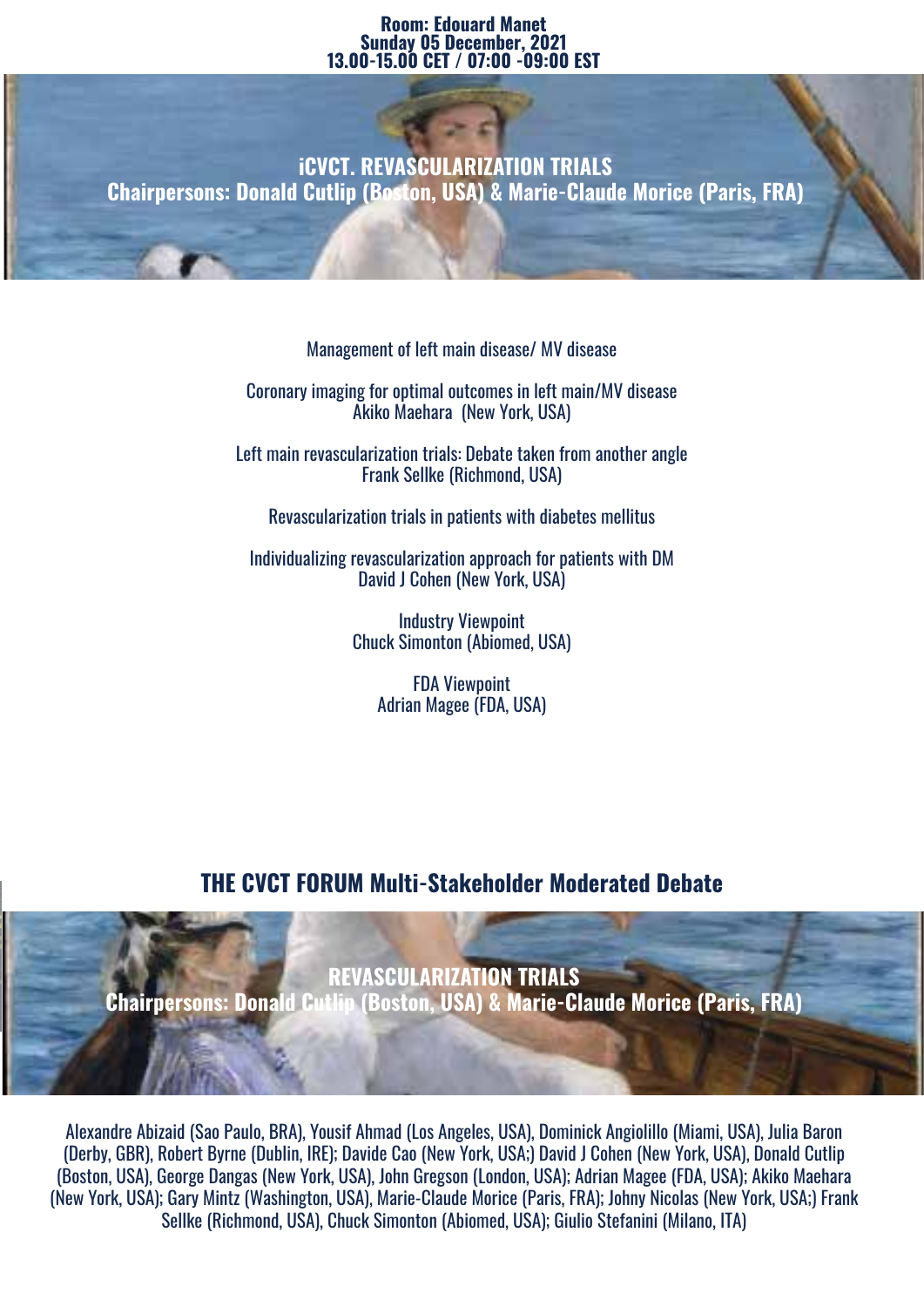**Room: Edouard Manet**
**Sunday 05 December, 2021**
**13.00-15.00 CET / 07:00 -09:00 EST**

## iCVCT. REVASCULARIZATION TRIALS

**Chairpersons: Donald Cutlip (Boston, USA) & Marie-Claude Morice (Paris, FRA)**

Management of left main disease/ MV disease

Coronary imaging for optimal outcomes in left main/MV disease
Akiko Maehara (New York, USA)

Left main revascularization trials: Debate taken from another angle
Frank Sellke (Richmond, USA)

Revascularization trials in patients with diabetes mellitus

Individualizing revascularization approach for patients with DM
David J Cohen (New York, USA)

Industry Viewpoint
Chuck Simonton (Abiomed, USA)

FDA Viewpoint
Adrian Magee (FDA, USA)

## THE CVCT FORUM Multi-Stakeholder Moderated Debate

## REVASCULARIZATION TRIALS

**Chairpersons: Donald Cutlip (Boston, USA) & Marie-Claude Morice (Paris, FRA)**

Alexandre Abizaid (Sao Paulo, BRA), Yousif Ahmad (Los Angeles, USA), Dominick Angiolillo (Miami, USA), Julia Baron (Derby, GBR), Robert Byrne (Dublin, IRE); Davide Cao (New York, USA;) David J Cohen (New York, USA), Donald Cutlip (Boston, USA), George Dangas (New York, USA), John Gregson (London, USA); Adrian Magee (FDA, USA); Akiko Maehara (New York, USA); Gary Mintz (Washington, USA), Marie-Claude Morice (Paris, FRA); Johny Nicolas (New York, USA;) Frank Sellke (Richmond, USA), Chuck Simonton (Abiomed, USA); Giulio Stefanini (Milano, ITA)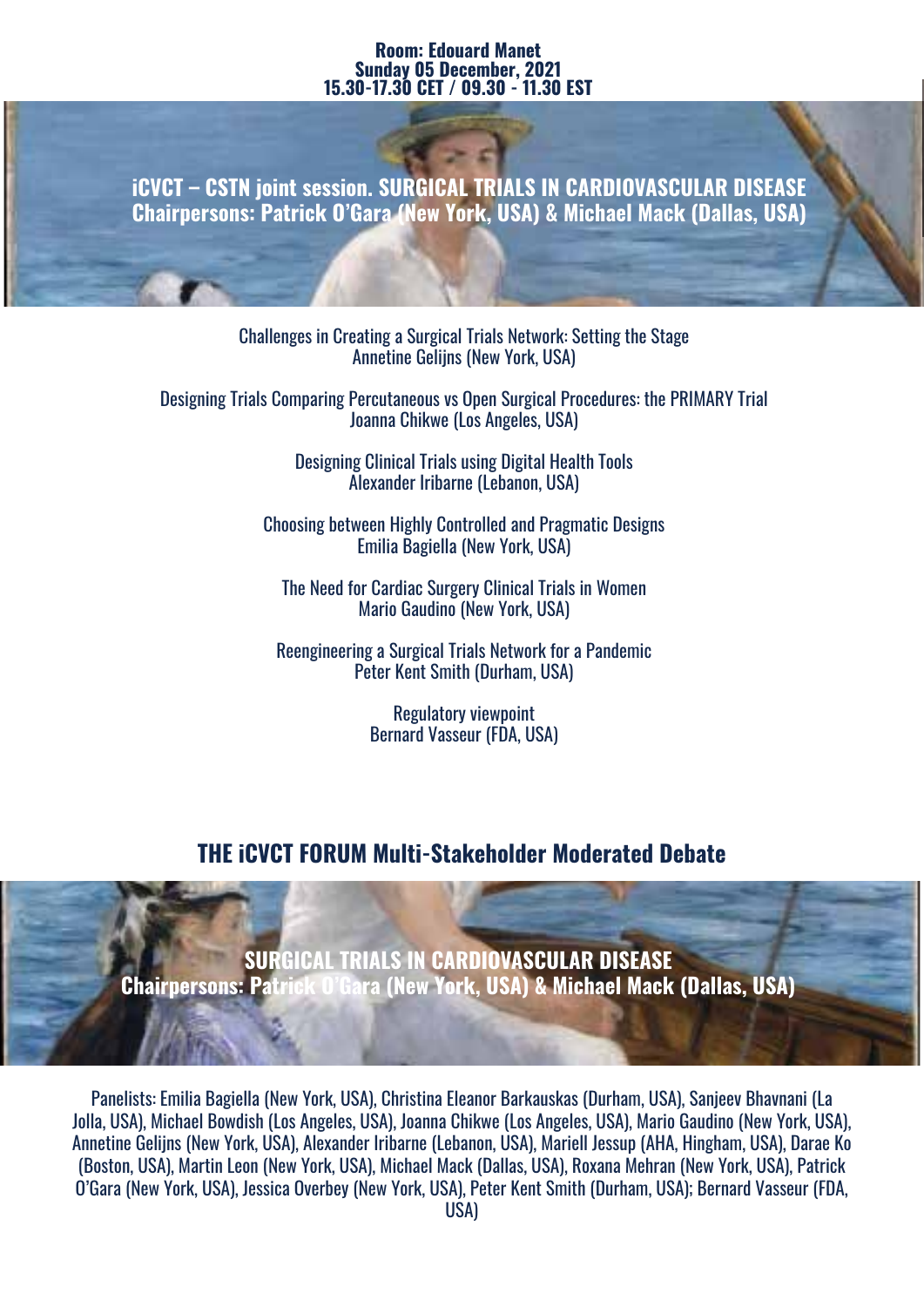**Room: Edouard Manet**
**Sunday 05 December, 2021**
**15.30-17.30 CET / 09.30 - 11.30 EST**

## iCVCT – CSTN joint session. SURGICAL TRIALS IN CARDIOVASCULAR DISEASE

**Chairpersons: Patrick O'Gara (New York, USA) & Michael Mack (Dallas, USA)**

Challenges in Creating a Surgical Trials Network: Setting the Stage
Annetine Gelijns (New York, USA)

Designing Trials Comparing Percutaneous vs Open Surgical Procedures: the PRIMARY Trial
Joanna Chikwe (Los Angeles, USA)

Designing Clinical Trials using Digital Health Tools
Alexander Iribarne (Lebanon, USA)

Choosing between Highly Controlled and Pragmatic Designs
Emilia Bagiella (New York, USA)

The Need for Cardiac Surgery Clinical Trials in Women
Mario Gaudino (New York, USA)

Reengineering a Surgical Trials Network for a Pandemic
Peter Kent Smith (Durham, USA)

Regulatory viewpoint
Bernard Vasseur (FDA, USA)

## THE iCVCT FORUM Multi-Stakeholder Moderated Debate

### SURGICAL TRIALS IN CARDIOVASCULAR DISEASE

**Chairpersons: Patrick O'Gara (New York, USA) & Michael Mack (Dallas, USA)**

Panelists: Emilia Bagiella (New York, USA), Christina Eleanor Barkauskas (Durham, USA), Sanjeev Bhavnani (La Jolla, USA), Michael Bowdish (Los Angeles, USA), Joanna Chikwe (Los Angeles, USA), Mario Gaudino (New York, USA), Annetine Gelijns (New York, USA), Alexander Iribarne (Lebanon, USA), Mariell Jessup (AHA, Hingham, USA), Darae Ko (Boston, USA), Martin Leon (New York, USA), Michael Mack (Dallas, USA), Roxana Mehran (New York, USA), Patrick O'Gara (New York, USA), Jessica Overbey (New York, USA), Peter Kent Smith (Durham, USA); Bernard Vasseur (FDA, USA)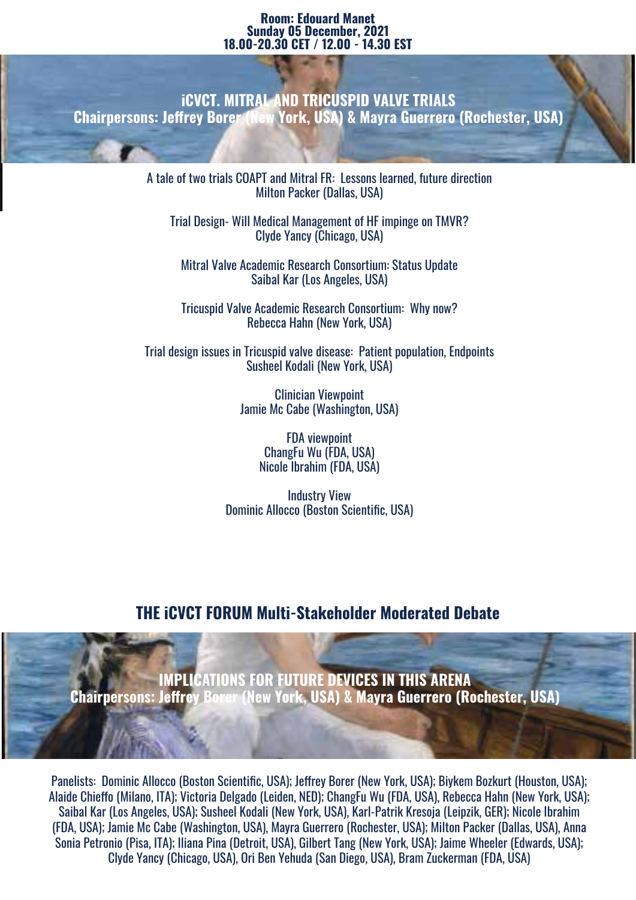**Room: Edouard Manet**
**Sunday 05 December, 2021**
**18.00-20.30 CET / 12.00 - 14.30 EST**

## iCVCT. MITRAL AND TRICUSPID VALVE TRIALS

**Chairpersons: Jeffrey Borer (New York, USA) & Mayra Guerrero (Rochester, USA)**

A tale of two trials COAPT and Mitral FR: Lessons learned, future direction
Milton Packer (Dallas, USA)

Trial Design- Will Medical Management of HF impinge on TMVR?
Clyde Yancy (Chicago, USA)

Mitral Valve Academic Research Consortium: Status Update
Saibal Kar (Los Angeles, USA)

Tricuspid Valve Academic Research Consortium: Why now?
Rebecca Hahn (New York, USA)

Trial design issues in Tricuspid valve disease: Patient population, Endpoints
Susheel Kodali (New York, USA)

Clinician Viewpoint
Jamie Mc Cabe (Washington, USA)

FDA viewpoint
ChangFu Wu (FDA, USA)
Nicole Ibrahim (FDA, USA)

Industry View
Dominic Allocco (Boston Scientific, USA)

## THE iCVCT FORUM Multi-Stakeholder Moderated Debate

## IMPLICATIONS FOR FUTURE DEVICES IN THIS ARENA

**Chairpersons: Jeffrey Borer (New York, USA) & Mayra Guerrero (Rochester, USA)**

Panelists: Dominic Allocco (Boston Scientific, USA); Jeffrey Borer (New York, USA); Biykem Bozkurt (Houston, USA); Alaide Chieffo (Milano, ITA); Victoria Delgado (Leiden, NED); ChangFu Wu (FDA, USA), Rebecca Hahn (New York, USA); Saibal Kar (Los Angeles, USA); Susheel Kodali (New York, USA), Karl-Patrik Kresoja (Leipzik, GER); Nicole Ibrahim (FDA, USA); Jamie Mc Cabe (Washington, USA), Mayra Guerrero (Rochester, USA); Milton Packer (Dallas, USA), Anna Sonia Petronio (Pisa, ITA); Iliana Pina (Detroit, USA), Gilbert Tang (New York, USA); Jaime Wheeler (Edwards, USA); Clyde Yancy (Chicago, USA), Ori Ben Yehuda (San Diego, USA), Bram Zuckerman (FDA, USA)